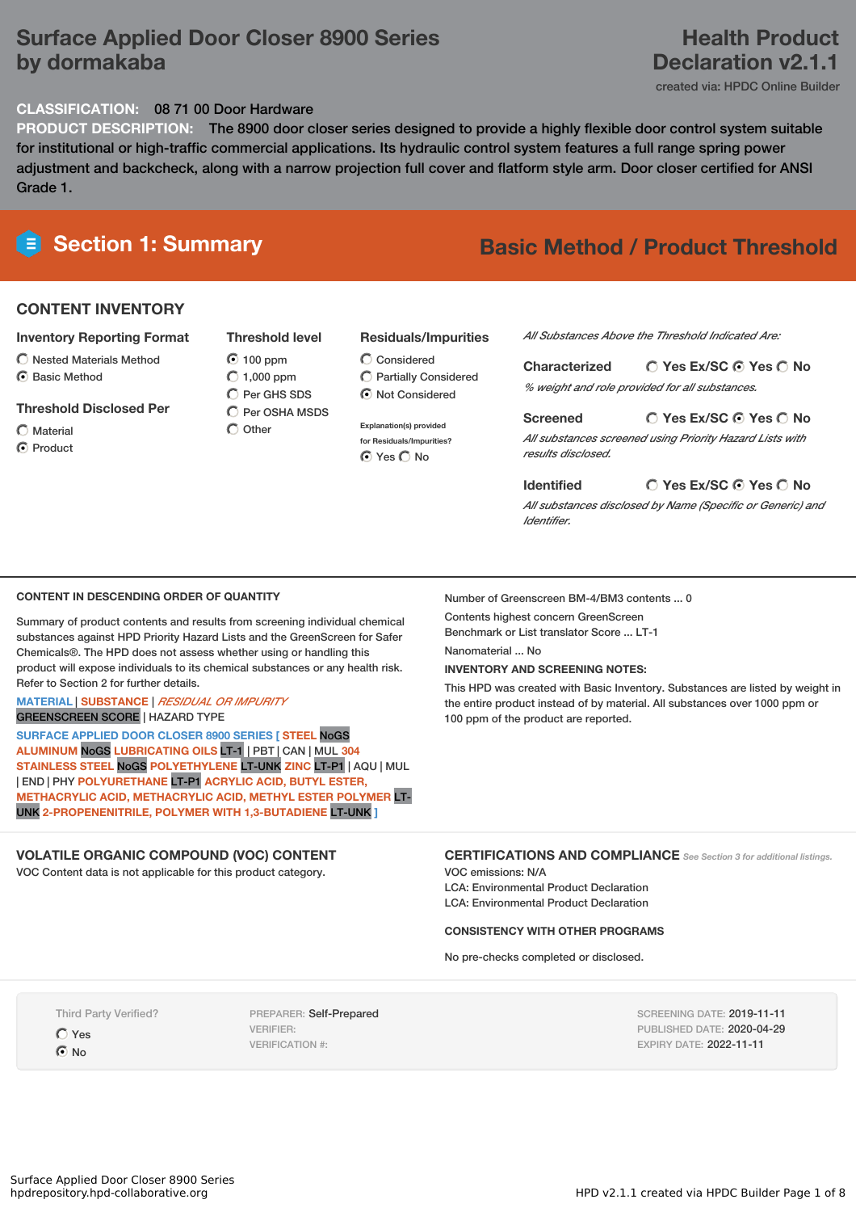# Surface Applied Door Closer 8900 Series by dormakaba

## Health Product Declaration v2.1.1

created via: HPDC Online Builder

**CLASSIFICATION:** 08 71 00 Door Hardware

**PRODUCT DESCRIPTION:** The 8900 door closer series designed to provide a highly flexible door control system suitable for institutional or high-traffic commercial applications. Its hydraulic control system features a full range spring power adjustment and backcheck, along with a narrow projection full cover and flatform style arm. Door closer certified for ANSI Grade 1.

## Section 1: Summary

**Basic Method / Product Threshold**

### CONTENT INVENTORY

**Inventory Reporting Format**

- ○ Nested Materials Method
- ◉ Basic Method

**Threshold Disclosed Per**

- ○ Material
- ◉ Product

**Threshold level**

- ◉ 100 ppm
- ○ 1,000 ppm
- ○ Per GHS SDS
- ○ Per OSHA MSDS
- ○ Other

**Residuals/Impurities**

- ○ Considered
- ○ Partially Considered
- ◉ Not Considered

Explanation(s) provided for Residuals/Impurities?

◉ Yes ○ No

*All Substances Above the Threshold Indicated Are:*

**Characterized** ○ Yes Ex/SC ◉ Yes ○ No

*% weight and role provided for all substances.*

**Screened** ○ Yes Ex/SC ◉ Yes ○ No

*All substances screened using Priority Hazard Lists with results disclosed.*

**Identified** ○ Yes Ex/SC ◉ Yes ○ No

*All substances disclosed by Name (Specific or Generic) and Identifier.*

### CONTENT IN DESCENDING ORDER OF QUANTITY

Summary of product contents and results from screening individual chemical substances against HPD Priority Hazard Lists and the GreenScreen for Safer Chemicals®. The HPD does not assess whether using or handling this product will expose individuals to its chemical substances or any health risk. Refer to Section 2 for further details.

MATERIAL | SUBSTANCE | *RESIDUAL OR IMPURITY*
GREENSCREEN SCORE | HAZARD TYPE

SURFACE APPLIED DOOR CLOSER 8900 SERIES [ STEEL NoGS ALUMINUM NoGS LUBRICATING OILS LT-1 | PBT | CAN | MUL 304 STAINLESS STEEL NoGS POLYETHYLENE LT-UNK ZINC LT-P1 | AQU | MUL | END | PHY POLYURETHANE LT-P1 ACRYLIC ACID, BUTYL ESTER, METHACRYLIC ACID, METHACRYLIC ACID, METHYL ESTER POLYMER LT-UNK 2-PROPENENITRILE, POLYMER WITH 1,3-BUTADIENE LT-UNK ]

Number of Greenscreen BM-4/BM3 contents ... 0

Contents highest concern GreenScreen Benchmark or List translator Score ... LT-1

Nanomaterial ... No

**INVENTORY AND SCREENING NOTES:**

This HPD was created with Basic Inventory. Substances are listed by weight in the entire product instead of by material. All substances over 1000 ppm or 100 ppm of the product are reported.

### VOLATILE ORGANIC COMPOUND (VOC) CONTENT

VOC Content data is not applicable for this product category.

### CERTIFICATIONS AND COMPLIANCE

*See Section 3 for additional listings.*

VOC emissions: N/A
LCA: Environmental Product Declaration
LCA: Environmental Product Declaration

### CONSISTENCY WITH OTHER PROGRAMS

No pre-checks completed or disclosed.

Third Party Verified?

- ○ Yes
- ◉ No

PREPARER: Self-Prepared
VERIFIER:
VERIFICATION #:

SCREENING DATE: 2019-11-11
PUBLISHED DATE: 2020-04-29
EXPIRY DATE: 2022-11-11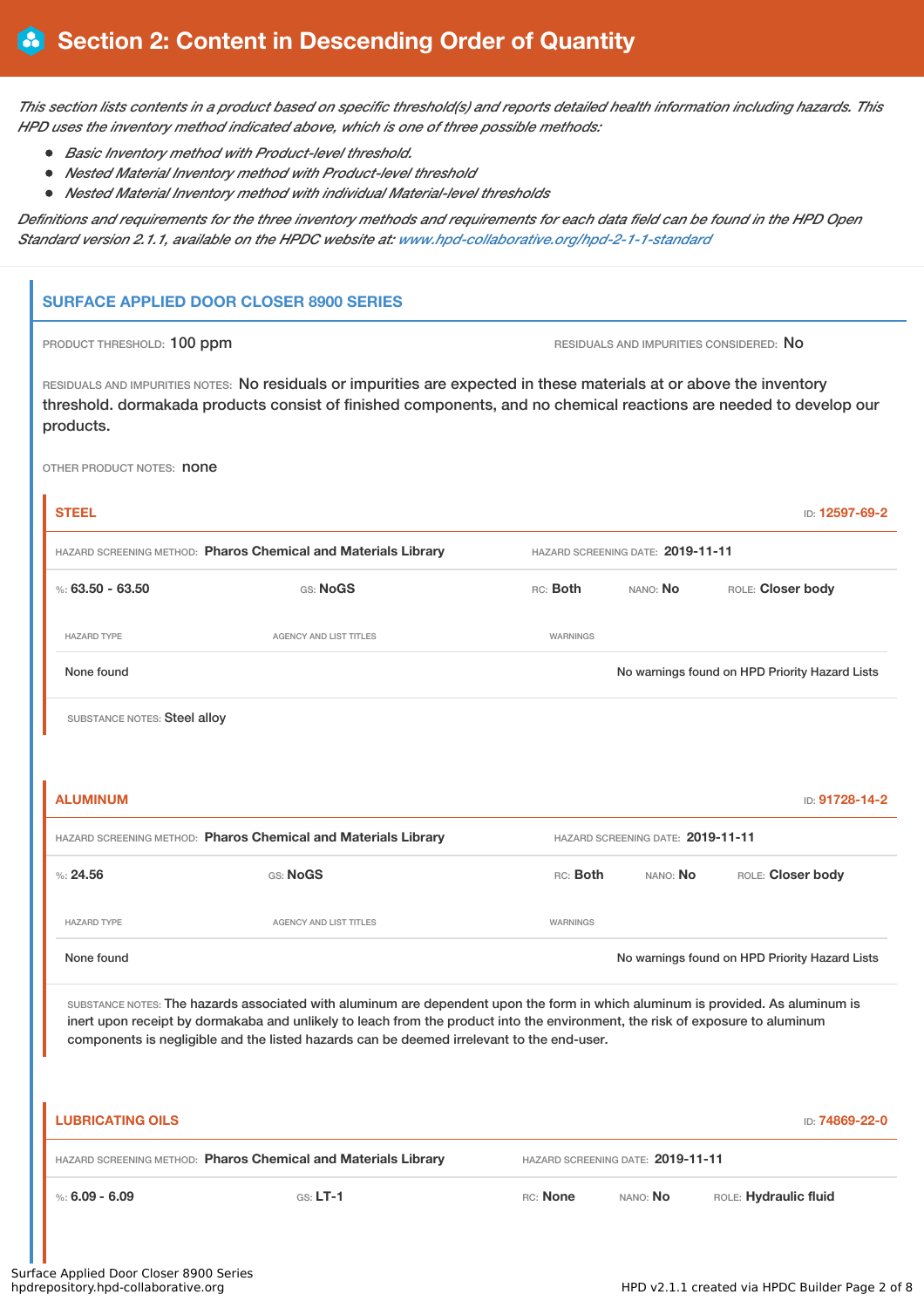# Section 2: Content in Descending Order of Quantity

*This section lists contents in a product based on specific threshold(s) and reports detailed health information including hazards. This HPD uses the inventory method indicated above, which is one of three possible methods:*

- *Basic Inventory method with Product-level threshold.*
- *Nested Material Inventory method with Product-level threshold*
- *Nested Material Inventory method with individual Material-level thresholds*

*Definitions and requirements for the three inventory methods and requirements for each data field can be found in the HPD Open Standard version 2.1.1, available on the HPDC website at: www.hpd-collaborative.org/hpd-2-1-1-standard*

## SURFACE APPLIED DOOR CLOSER 8900 SERIES

PRODUCT THRESHOLD: **100 ppm**

RESIDUALS AND IMPURITIES CONSIDERED: **No**

RESIDUALS AND IMPURITIES NOTES: No residuals or impurities are expected in these materials at or above the inventory threshold. dormakada products consist of finished components, and no chemical reactions are needed to develop our products.

OTHER PRODUCT NOTES: none

### STEEL

ID: **12597-69-2**

HAZARD SCREENING METHOD: **Pharos Chemical and Materials Library**

HAZARD SCREENING DATE: **2019-11-11**

%: **63.50 - 63.50** GS: **NoGS** RC: **Both** NANO: **No** ROLE: **Closer body**

| HAZARD TYPE | AGENCY AND LIST TITLES | WARNINGS |
|---|---|---|
| None found | | No warnings found on HPD Priority Hazard Lists |

SUBSTANCE NOTES: Steel alloy

### ALUMINUM

ID: **91728-14-2**

HAZARD SCREENING METHOD: **Pharos Chemical and Materials Library**

HAZARD SCREENING DATE: **2019-11-11**

%: **24.56** GS: **NoGS** RC: **Both** NANO: **No** ROLE: **Closer body**

| HAZARD TYPE | AGENCY AND LIST TITLES | WARNINGS |
|---|---|---|
| None found | | No warnings found on HPD Priority Hazard Lists |

SUBSTANCE NOTES: The hazards associated with aluminum are dependent upon the form in which aluminum is provided. As aluminum is inert upon receipt by dormakaba and unlikely to leach from the product into the environment, the risk of exposure to aluminum components is negligible and the listed hazards can be deemed irrelevant to the end-user.

### LUBRICATING OILS

ID: **74869-22-0**

HAZARD SCREENING METHOD: **Pharos Chemical and Materials Library**

HAZARD SCREENING DATE: **2019-11-11**

%: **6.09 - 6.09** GS: **LT-1** RC: **None** NANO: **No** ROLE: **Hydraulic fluid**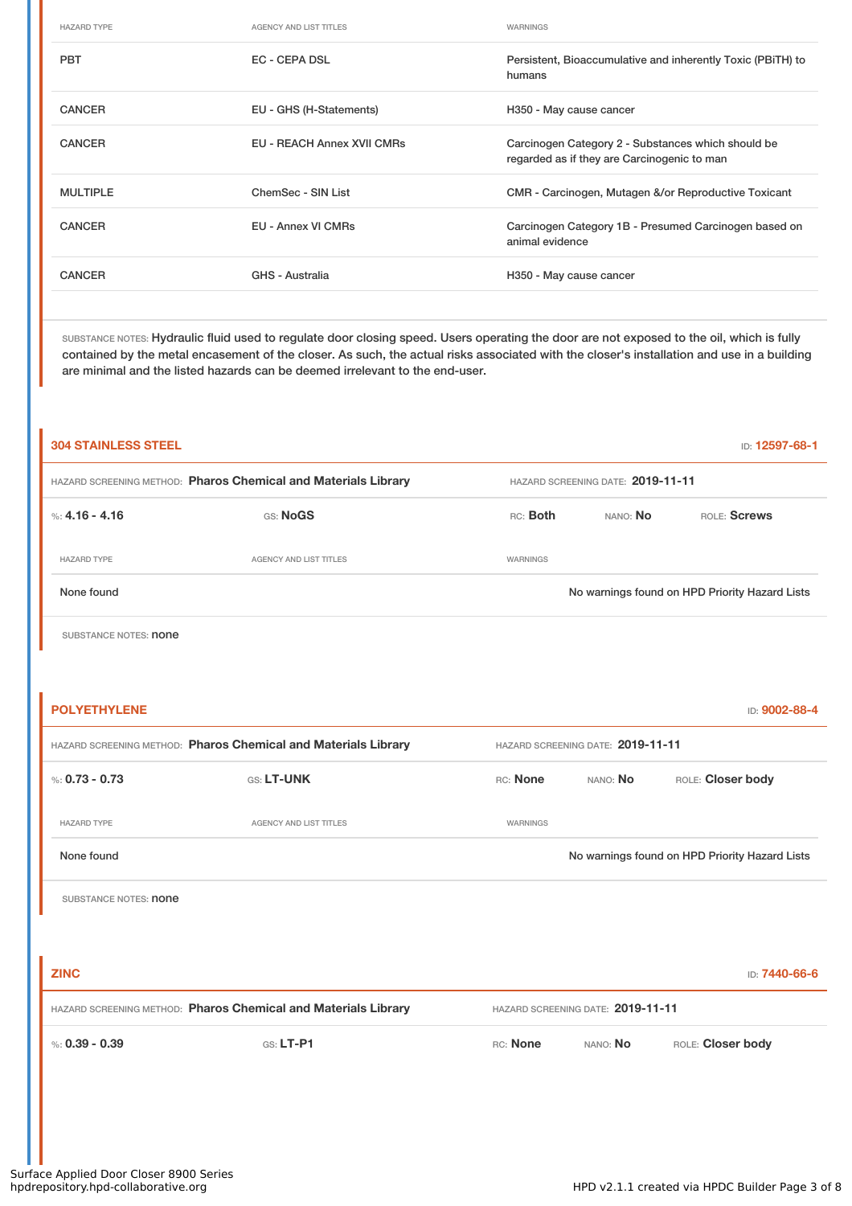| HAZARD TYPE | AGENCY AND LIST TITLES | WARNINGS |
|---|---|---|
| PBT | EC - CEPA DSL | Persistent, Bioaccumulative and inherently Toxic (PBiTH) to humans |
| CANCER | EU - GHS (H-Statements) | H350 - May cause cancer |
| CANCER | EU - REACH Annex XVII CMRs | Carcinogen Category 2 - Substances which should be regarded as if they are Carcinogenic to man |
| MULTIPLE | ChemSec - SIN List | CMR - Carcinogen, Mutagen &/or Reproductive Toxicant |
| CANCER | EU - Annex VI CMRs | Carcinogen Category 1B - Presumed Carcinogen based on animal evidence |
| CANCER | GHS - Australia | H350 - May cause cancer |

SUBSTANCE NOTES: Hydraulic fluid used to regulate door closing speed. Users operating the door are not exposed to the oil, which is fully contained by the metal encasement of the closer. As such, the actual risks associated with the closer's installation and use in a building are minimal and the listed hazards can be deemed irrelevant to the end-user.

## 304 STAINLESS STEEL

ID: 12597-68-1

HAZARD SCREENING METHOD: **Pharos Chemical and Materials Library** HAZARD SCREENING DATE: **2019-11-11**

%: **4.16 - 4.16** GS: **NoGS** RC: **Both** NANO: **No** ROLE: **Screws**

| HAZARD TYPE | AGENCY AND LIST TITLES | WARNINGS |
|---|---|---|
| None found | | No warnings found on HPD Priority Hazard Lists |

SUBSTANCE NOTES: none

## POLYETHYLENE

ID: 9002-88-4

HAZARD SCREENING METHOD: **Pharos Chemical and Materials Library** HAZARD SCREENING DATE: **2019-11-11**

%: **0.73 - 0.73** GS: **LT-UNK** RC: **None** NANO: **No** ROLE: **Closer body**

| HAZARD TYPE | AGENCY AND LIST TITLES | WARNINGS |
|---|---|---|
| None found | | No warnings found on HPD Priority Hazard Lists |

SUBSTANCE NOTES: none

## ZINC

ID: 7440-66-6

HAZARD SCREENING METHOD: **Pharos Chemical and Materials Library** HAZARD SCREENING DATE: **2019-11-11**

%: **0.39 - 0.39** GS: **LT-P1** RC: **None** NANO: **No** ROLE: **Closer body**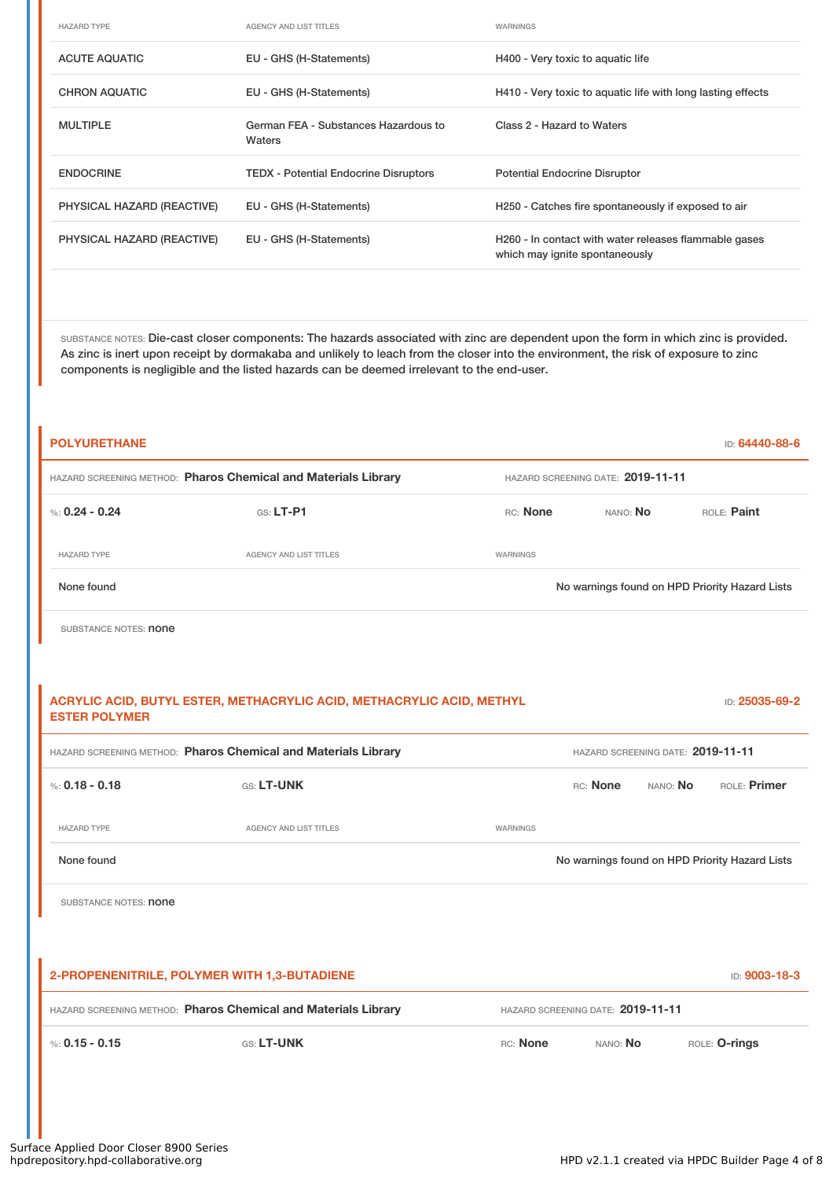| HAZARD TYPE | AGENCY AND LIST TITLES | WARNINGS |
|---|---|---|
| ACUTE AQUATIC | EU - GHS (H-Statements) | H400 - Very toxic to aquatic life |
| CHRON AQUATIC | EU - GHS (H-Statements) | H410 - Very toxic to aquatic life with long lasting effects |
| MULTIPLE | German FEA - Substances Hazardous to Waters | Class 2 - Hazard to Waters |
| ENDOCRINE | TEDX - Potential Endocrine Disruptors | Potential Endocrine Disruptor |
| PHYSICAL HAZARD (REACTIVE) | EU - GHS (H-Statements) | H250 - Catches fire spontaneously if exposed to air |
| PHYSICAL HAZARD (REACTIVE) | EU - GHS (H-Statements) | H260 - In contact with water releases flammable gases which may ignite spontaneously |

SUBSTANCE NOTES: Die-cast closer components: The hazards associated with zinc are dependent upon the form in which zinc is provided. As zinc is inert upon receipt by dormakaba and unlikely to leach from the closer into the environment, the risk of exposure to zinc components is negligible and the listed hazards can be deemed irrelevant to the end-user.

## POLYURETHANE

ID: **64440-88-6**

HAZARD SCREENING METHOD: **Pharos Chemical and Materials Library** HAZARD SCREENING DATE: **2019-11-11**

%: **0.24 - 0.24** GS: **LT-P1** RC: **None** NANO: **No** ROLE: **Paint**

| HAZARD TYPE | AGENCY AND LIST TITLES | WARNINGS |
|---|---|---|
| None found | | No warnings found on HPD Priority Hazard Lists |

SUBSTANCE NOTES: none

## ACRYLIC ACID, BUTYL ESTER, METHACRYLIC ACID, METHACRYLIC ACID, METHYL ESTER POLYMER

ID: **25035-69-2**

HAZARD SCREENING METHOD: **Pharos Chemical and Materials Library** HAZARD SCREENING DATE: **2019-11-11**

%: **0.18 - 0.18** GS: **LT-UNK** RC: **None** NANO: **No** ROLE: **Primer**

| HAZARD TYPE | AGENCY AND LIST TITLES | WARNINGS |
|---|---|---|
| None found | | No warnings found on HPD Priority Hazard Lists |

SUBSTANCE NOTES: none

## 2-PROPENENITRILE, POLYMER WITH 1,3-BUTADIENE

ID: **9003-18-3**

HAZARD SCREENING METHOD: **Pharos Chemical and Materials Library** HAZARD SCREENING DATE: **2019-11-11**

%: **0.15 - 0.15** GS: **LT-UNK** RC: **None** NANO: **No** ROLE: **O-rings**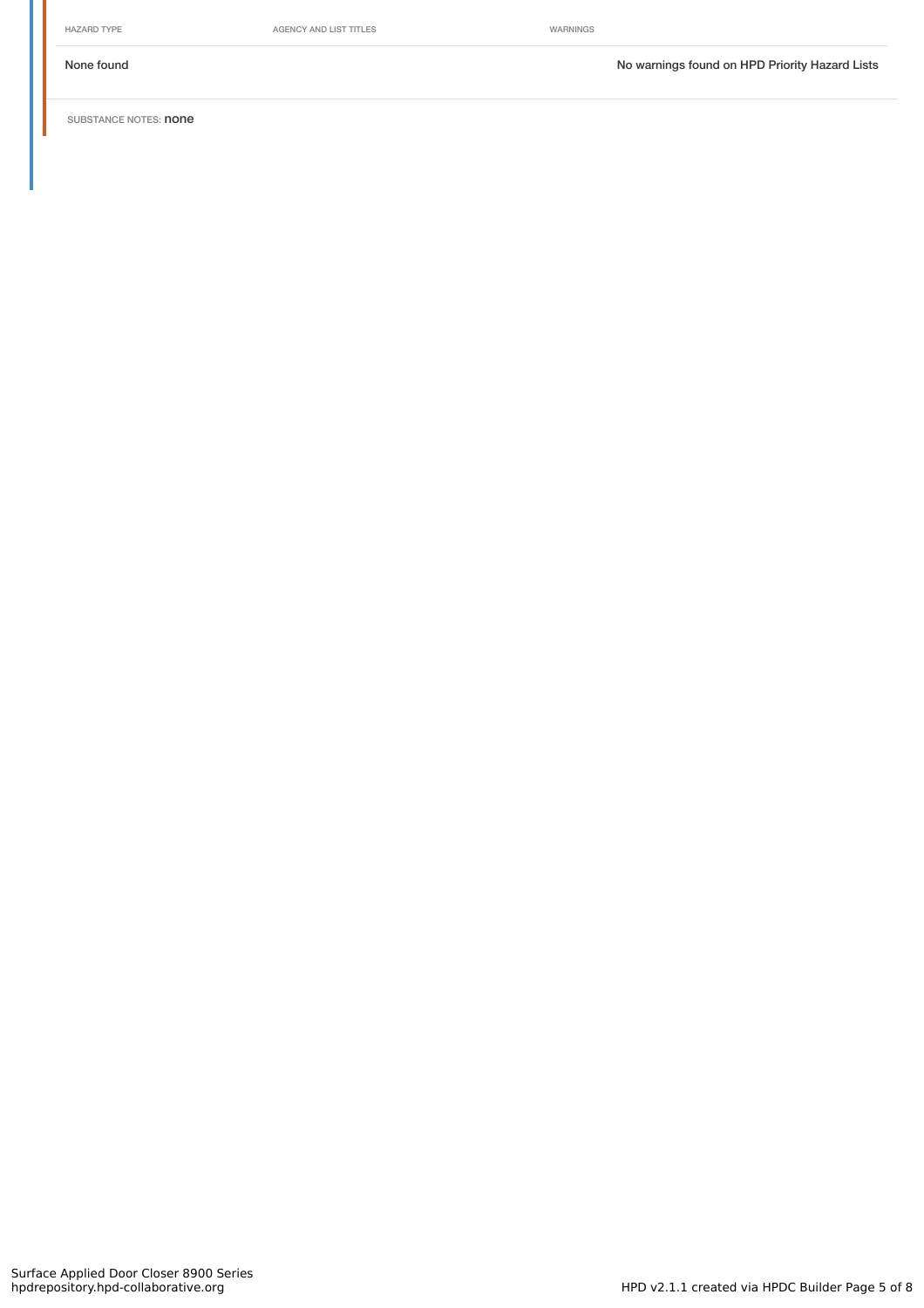| HAZARD TYPE | AGENCY AND LIST TITLES | WARNINGS |
| --- | --- | --- |
| None found | | No warnings found on HPD Priority Hazard Lists |

SUBSTANCE NOTES: **none**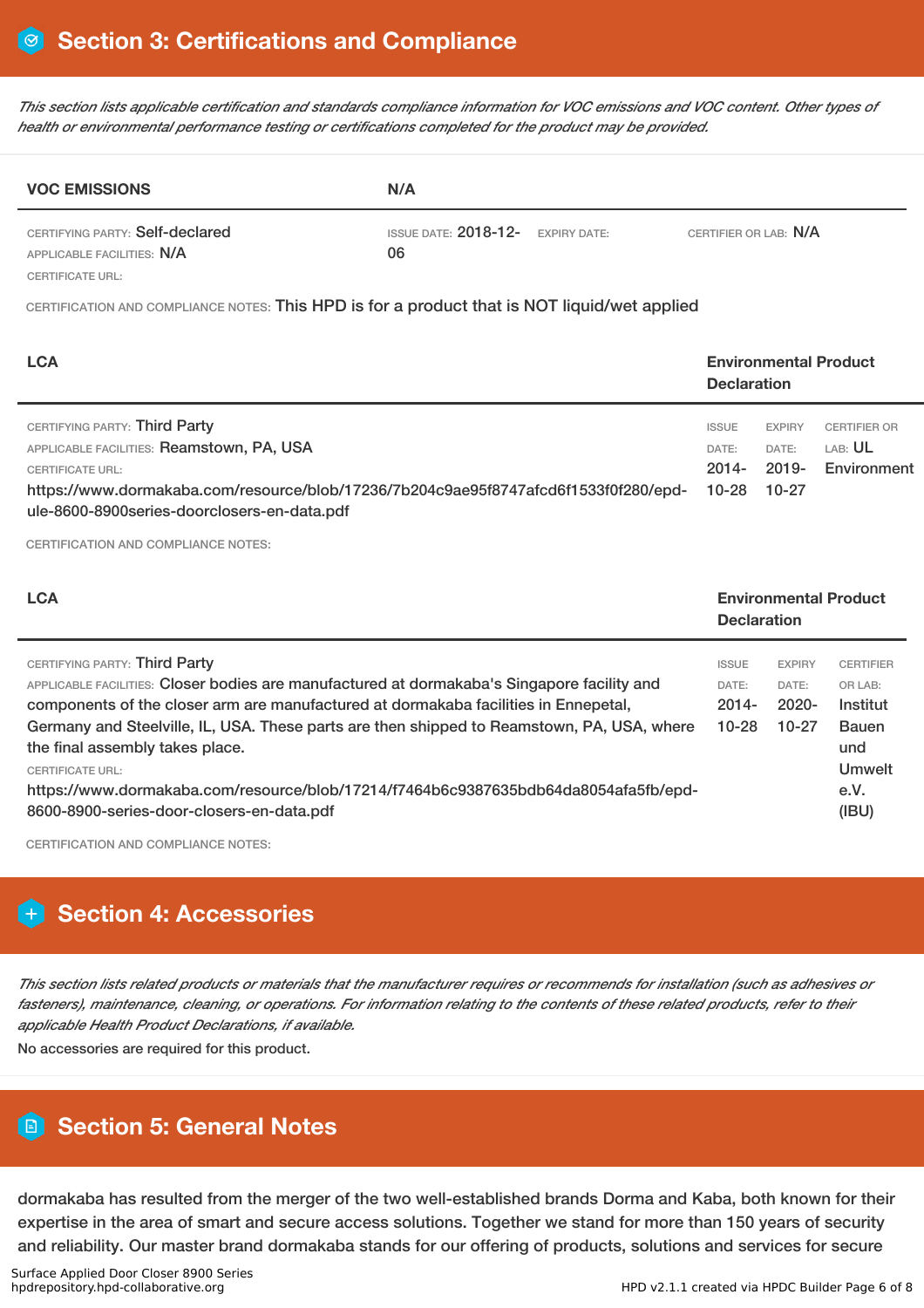## Section 3: Certifications and Compliance

*This section lists applicable certification and standards compliance information for VOC emissions and VOC content. Other types of health or environmental performance testing or certifications completed for the product may be provided.*

| **VOC EMISSIONS** | **N/A** | | |
|---|---|---|---|
| CERTIFYING PARTY: Self-declared<br>APPLICABLE FACILITIES: N/A<br>CERTIFICATE URL: | ISSUE DATE: 2018-12-06 | EXPIRY DATE: | CERTIFIER OR LAB: N/A |

CERTIFICATION AND COMPLIANCE NOTES: This HPD is for a product that is NOT liquid/wet applied

| **LCA** | **Environmental Product Declaration** | | |
|---|---|---|---|
| CERTIFYING PARTY: Third Party<br>APPLICABLE FACILITIES: Reamstown, PA, USA<br>CERTIFICATE URL:<br>https://www.dormakaba.com/resource/blob/17236/7b204c9ae95f8747afcd6f1533f0f280/epd-ule-8600-8900series-doorclosers-en-data.pdf | ISSUE DATE: 2014-10-28 | EXPIRY DATE: 2019-10-27 | CERTIFIER OR LAB: UL Environment |

CERTIFICATION AND COMPLIANCE NOTES:

| **LCA** | **Environmental Product Declaration** | | |
|---|---|---|---|
| CERTIFYING PARTY: Third Party<br>APPLICABLE FACILITIES: Closer bodies are manufactured at dormakaba's Singapore facility and components of the closer arm are manufactured at dormakaba facilities in Ennepetal, Germany and Steelville, IL, USA. These parts are then shipped to Reamstown, PA, USA, where the final assembly takes place.<br>CERTIFICATE URL:<br>https://www.dormakaba.com/resource/blob/17214/f7464b6c9387635bdb64da8054afa5fb/epd-8600-8900-series-door-closers-en-data.pdf | ISSUE DATE: 2014-10-28 | EXPIRY DATE: 2020-10-27 | CERTIFIER OR LAB: Institut Bauen und Umwelt e.V. (IBU) |

CERTIFICATION AND COMPLIANCE NOTES:

## Section 4: Accessories

*This section lists related products or materials that the manufacturer requires or recommends for installation (such as adhesives or fasteners), maintenance, cleaning, or operations. For information relating to the contents of these related products, refer to their applicable Health Product Declarations, if available.*

No accessories are required for this product.

## Section 5: General Notes

dormakaba has resulted from the merger of the two well-established brands Dorma and Kaba, both known for their expertise in the area of smart and secure access solutions. Together we stand for more than 150 years of security and reliability. Our master brand dormakaba stands for our offering of products, solutions and services for secure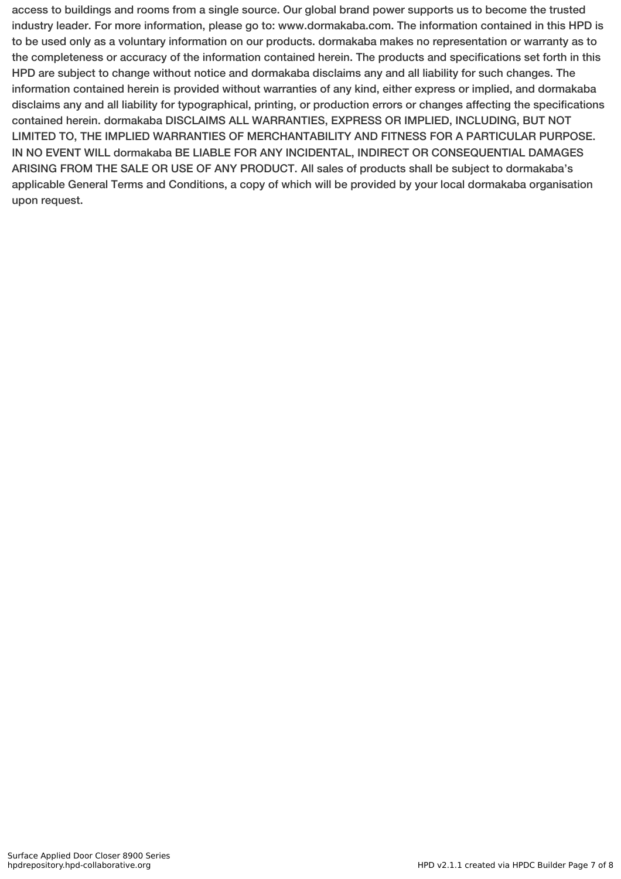access to buildings and rooms from a single source. Our global brand power supports us to become the trusted industry leader. For more information, please go to: www.dormakaba.com. The information contained in this HPD is to be used only as a voluntary information on our products. dormakaba makes no representation or warranty as to the completeness or accuracy of the information contained herein. The products and specifications set forth in this HPD are subject to change without notice and dormakaba disclaims any and all liability for such changes. The information contained herein is provided without warranties of any kind, either express or implied, and dormakaba disclaims any and all liability for typographical, printing, or production errors or changes affecting the specifications contained herein. dormakaba DISCLAIMS ALL WARRANTIES, EXPRESS OR IMPLIED, INCLUDING, BUT NOT LIMITED TO, THE IMPLIED WARRANTIES OF MERCHANTABILITY AND FITNESS FOR A PARTICULAR PURPOSE. IN NO EVENT WILL dormakaba BE LIABLE FOR ANY INCIDENTAL, INDIRECT OR CONSEQUENTIAL DAMAGES ARISING FROM THE SALE OR USE OF ANY PRODUCT. All sales of products shall be subject to dormakaba's applicable General Terms and Conditions, a copy of which will be provided by your local dormakaba organisation upon request.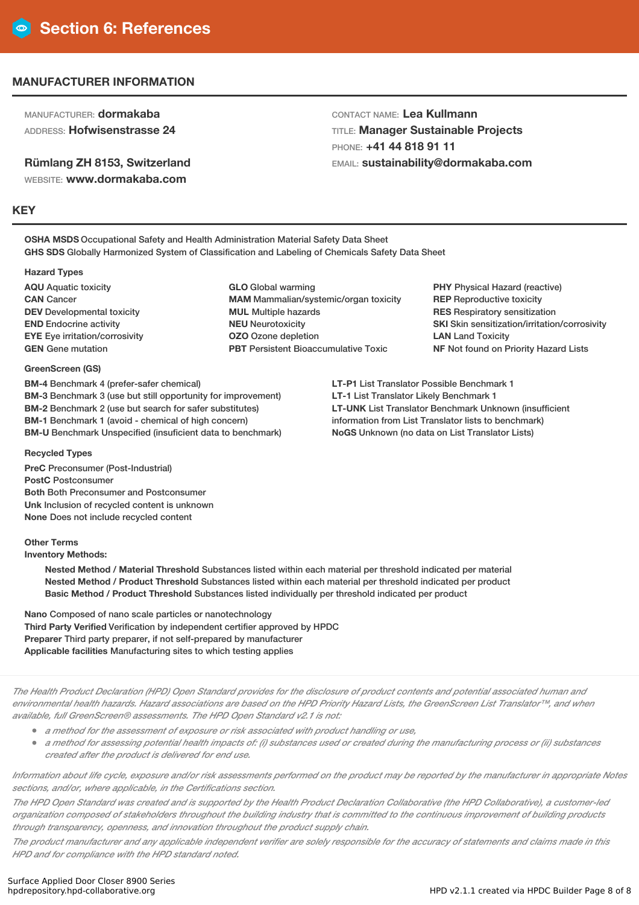# Section 6: References

## MANUFACTURER INFORMATION

MANUFACTURER: **dormakaba**
ADDRESS: **Hofwisenstrasse 24**

**Rümlang ZH 8153, Switzerland**
WEBSITE: **www.dormakaba.com**

CONTACT NAME: **Lea Kullmann**
TITLE: **Manager Sustainable Projects**
PHONE: **+41 44 818 91 11**
EMAIL: **sustainability@dormakaba.com**

## KEY

**OSHA MSDS** Occupational Safety and Health Administration Material Safety Data Sheet
**GHS SDS** Globally Harmonized System of Classification and Labeling of Chemicals Safety Data Sheet

**Hazard Types**

**AQU** Aquatic toxicity
**CAN** Cancer
**DEV** Developmental toxicity
**END** Endocrine activity
**EYE** Eye irritation/corrosivity
**GEN** Gene mutation
**GLO** Global warming
**MAM** Mammalian/systemic/organ toxicity
**MUL** Multiple hazards
**NEU** Neurotoxicity
**OZO** Ozone depletion
**PBT** Persistent Bioaccumulative Toxic
**PHY** Physical Hazard (reactive)
**REP** Reproductive toxicity
**RES** Respiratory sensitization
**SKI** Skin sensitization/irritation/corrosivity
**LAN** Land Toxicity
**NF** Not found on Priority Hazard Lists

**GreenScreen (GS)**

**BM-4** Benchmark 4 (prefer-safer chemical)
**BM-3** Benchmark 3 (use but still opportunity for improvement)
**BM-2** Benchmark 2 (use but search for safer substitutes)
**BM-1** Benchmark 1 (avoid - chemical of high concern)
**BM-U** Benchmark Unspecified (insuficient data to benchmark)
**LT-P1** List Translator Possible Benchmark 1
**LT-1** List Translator Likely Benchmark 1
**LT-UNK** List Translator Benchmark Unknown (insufficient information from List Translator lists to benchmark)
**NoGS** Unknown (no data on List Translator Lists)

**Recycled Types**

**PreC** Preconsumer (Post-Industrial)
**PostC** Postconsumer
**Both** Both Preconsumer and Postconsumer
**Unk** Inclusion of recycled content is unknown
**None** Does not include recycled content

**Other Terms**
**Inventory Methods:**

- **Nested Method / Material Threshold** Substances listed within each material per threshold indicated per material
- **Nested Method / Product Threshold** Substances listed within each material per threshold indicated per product
- **Basic Method / Product Threshold** Substances listed individually per threshold indicated per product

**Nano** Composed of nano scale particles or nanotechnology
**Third Party Verified** Verification by independent certifier approved by HPDC
**Preparer** Third party preparer, if not self-prepared by manufacturer
**Applicable facilities** Manufacturing sites to which testing applies

*The Health Product Declaration (HPD) Open Standard provides for the disclosure of product contents and potential associated human and environmental health hazards. Hazard associations are based on the HPD Priority Hazard Lists, the GreenScreen List Translator™, and when available, full GreenScreen® assessments. The HPD Open Standard v2.1 is not:*

- *a method for the assessment of exposure or risk associated with product handling or use,*
- *a method for assessing potential health impacts of: (i) substances used or created during the manufacturing process or (ii) substances created after the product is delivered for end use.*

*Information about life cycle, exposure and/or risk assessments performed on the product may be reported by the manufacturer in appropriate Notes sections, and/or, where applicable, in the Certifications section.*

*The HPD Open Standard was created and is supported by the Health Product Declaration Collaborative (the HPD Collaborative), a customer-led organization composed of stakeholders throughout the building industry that is committed to the continuous improvement of building products through transparency, openness, and innovation throughout the product supply chain.*

*The product manufacturer and any applicable independent verifier are solely responsible for the accuracy of statements and claims made in this HPD and for compliance with the HPD standard noted.*